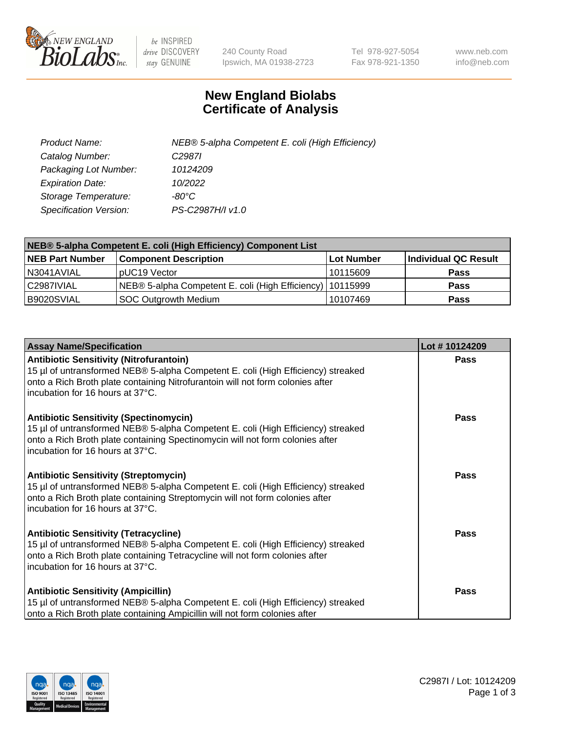# New England Biolabs Certificate of Analysis

| | |
|---|---|
| *Product Name:* | *NEB® 5-alpha Competent E. coli (High Efficiency)* |
| *Catalog Number:* | *C2987I* |
| *Packaging Lot Number:* | *10124209* |
| *Expiration Date:* | *10/2022* |
| *Storage Temperature:* | *-80°C* |
| *Specification Version:* | *PS-C2987H/I v1.0* |

| **NEB® 5-alpha Competent E. coli (High Efficiency) Component List** | | | |
|---|---|---|---|
| **NEB Part Number** | **Component Description** | **Lot Number** | **Individual QC Result** |
| N3041AVIAL | pUC19 Vector | 10115609 | **Pass** |
| C2987IVIAL | NEB® 5-alpha Competent E. coli (High Efficiency) | 10115999 | **Pass** |
| B9020SVIAL | SOC Outgrowth Medium | 10107469 | **Pass** |

| **Assay Name/Specification** | **Lot # 10124209** |
|---|---|
| **Antibiotic Sensitivity (Nitrofurantoin)** 15 µl of untransformed NEB® 5-alpha Competent E. coli (High Efficiency) streaked onto a Rich Broth plate containing Nitrofurantoin will not form colonies after incubation for 16 hours at 37°C. | **Pass** |
| **Antibiotic Sensitivity (Spectinomycin)** 15 µl of untransformed NEB® 5-alpha Competent E. coli (High Efficiency) streaked onto a Rich Broth plate containing Spectinomycin will not form colonies after incubation for 16 hours at 37°C. | **Pass** |
| **Antibiotic Sensitivity (Streptomycin)** 15 µl of untransformed NEB® 5-alpha Competent E. coli (High Efficiency) streaked onto a Rich Broth plate containing Streptomycin will not form colonies after incubation for 16 hours at 37°C. | **Pass** |
| **Antibiotic Sensitivity (Tetracycline)** 15 µl of untransformed NEB® 5-alpha Competent E. coli (High Efficiency) streaked onto a Rich Broth plate containing Tetracycline will not form colonies after incubation for 16 hours at 37°C. | **Pass** |
| **Antibiotic Sensitivity (Ampicillin)** 15 µl of untransformed NEB® 5-alpha Competent E. coli (High Efficiency) streaked onto a Rich Broth plate containing Ampicillin will not form colonies after | **Pass** |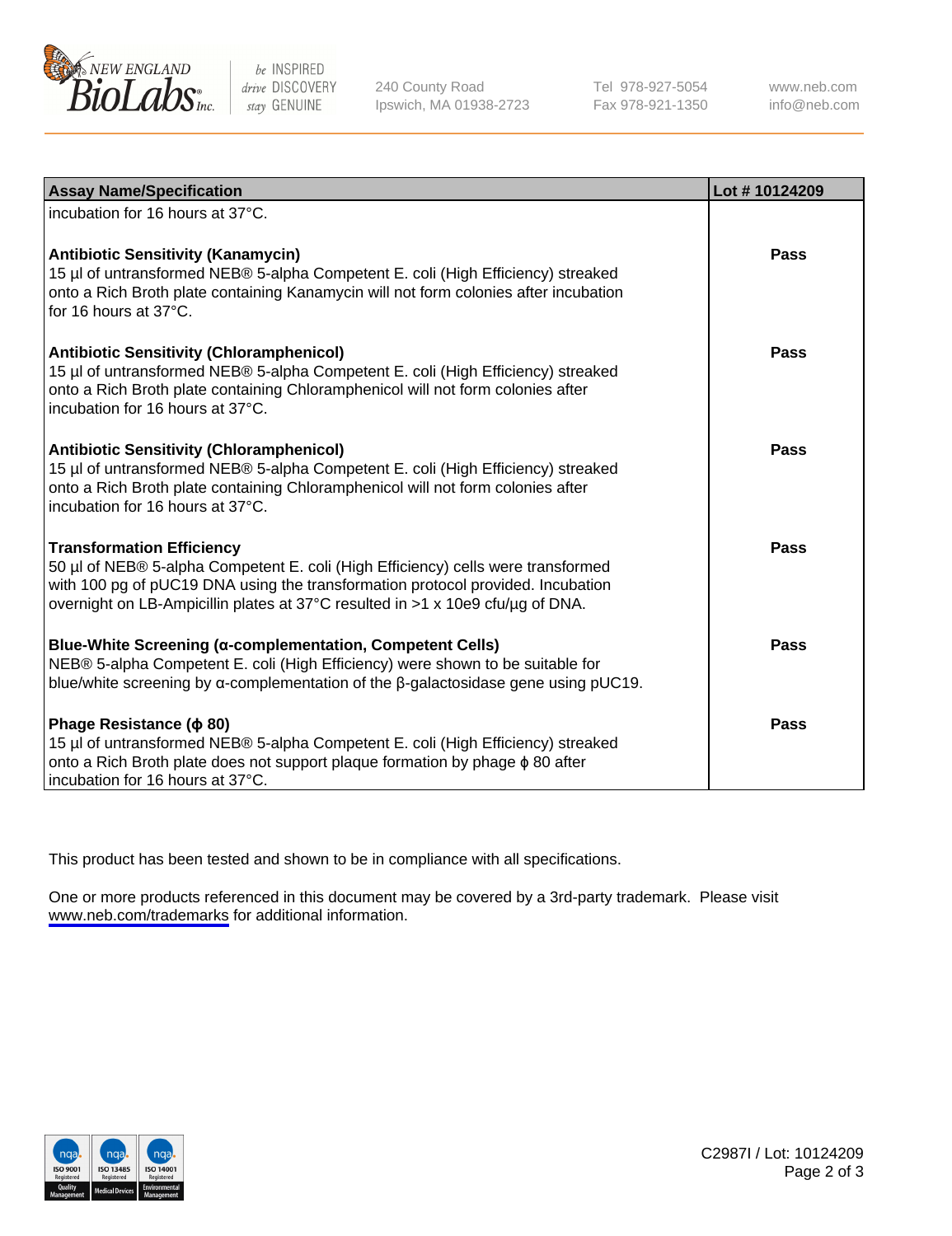| Assay Name/Specification | Lot # 10124209 |
| --- | --- |
| incubation for 16 hours at 37°C. | |
| **Antibiotic Sensitivity (Kanamycin)**<br>15 µl of untransformed NEB® 5-alpha Competent E. coli (High Efficiency) streaked onto a Rich Broth plate containing Kanamycin will not form colonies after incubation for 16 hours at 37°C. | **Pass** |
| **Antibiotic Sensitivity (Chloramphenicol)**<br>15 µl of untransformed NEB® 5-alpha Competent E. coli (High Efficiency) streaked onto a Rich Broth plate containing Chloramphenicol will not form colonies after incubation for 16 hours at 37°C. | **Pass** |
| **Antibiotic Sensitivity (Chloramphenicol)**<br>15 µl of untransformed NEB® 5-alpha Competent E. coli (High Efficiency) streaked onto a Rich Broth plate containing Chloramphenicol will not form colonies after incubation for 16 hours at 37°C. | **Pass** |
| **Transformation Efficiency**<br>50 µl of NEB® 5-alpha Competent E. coli (High Efficiency) cells were transformed with 100 pg of pUC19 DNA using the transformation protocol provided. Incubation overnight on LB-Ampicillin plates at 37°C resulted in >1 x 10e9 cfu/µg of DNA. | **Pass** |
| **Blue-White Screening (α-complementation, Competent Cells)**<br>NEB® 5-alpha Competent E. coli (High Efficiency) were shown to be suitable for blue/white screening by α-complementation of the β-galactosidase gene using pUC19. | **Pass** |
| **Phage Resistance (ϕ 80)**<br>15 µl of untransformed NEB® 5-alpha Competent E. coli (High Efficiency) streaked onto a Rich Broth plate does not support plaque formation by phage ϕ 80 after incubation for 16 hours at 37°C. | **Pass** |

This product has been tested and shown to be in compliance with all specifications.

One or more products referenced in this document may be covered by a 3rd-party trademark. Please visit www.neb.com/trademarks for additional information.

C2987I / Lot: 10124209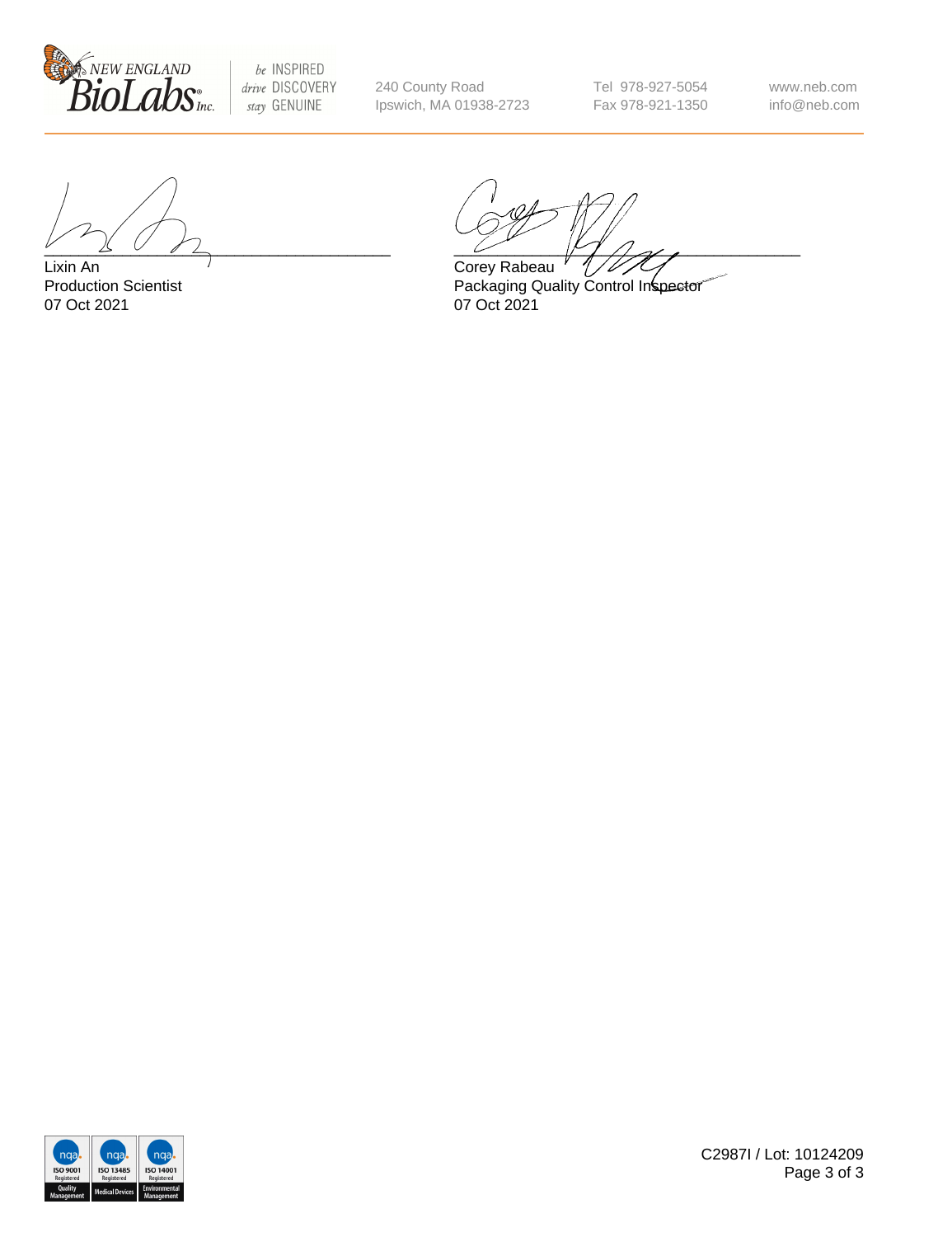Lixin An
Production Scientist
07 Oct 2021

Corey Rabeau
Packaging Quality Control Inspector
07 Oct 2021